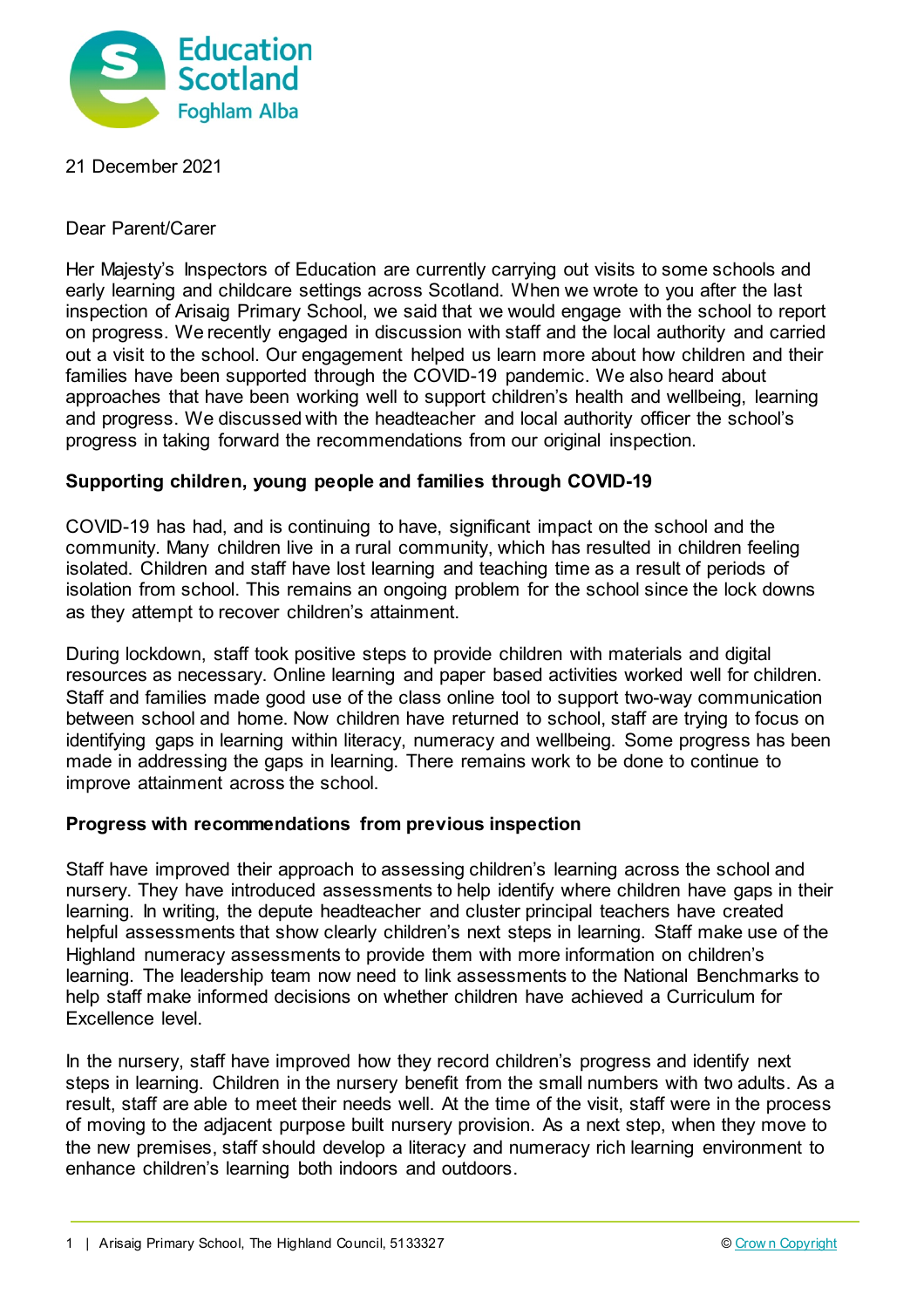Education Scotland
Foghlam Alba

21 December 2021

Dear Parent/Carer

Her Majesty's Inspectors of Education are currently carrying out visits to some schools and early learning and childcare settings across Scotland. When we wrote to you after the last inspection of Arisaig Primary School, we said that we would engage with the school to report on progress. We recently engaged in discussion with staff and the local authority and carried out a visit to the school. Our engagement helped us learn more about how children and their families have been supported through the COVID-19 pandemic. We also heard about approaches that have been working well to support children's health and wellbeing, learning and progress. We discussed with the headteacher and local authority officer the school's progress in taking forward the recommendations from our original inspection.

**Supporting children, young people and families through COVID-19**

COVID-19 has had, and is continuing to have, significant impact on the school and the community. Many children live in a rural community, which has resulted in children feeling isolated. Children and staff have lost learning and teaching time as a result of periods of isolation from school. This remains an ongoing problem for the school since the lock downs as they attempt to recover children's attainment.

During lockdown, staff took positive steps to provide children with materials and digital resources as necessary. Online learning and paper based activities worked well for children. Staff and families made good use of the class online tool to support two-way communication between school and home. Now children have returned to school, staff are trying to focus on identifying gaps in learning within literacy, numeracy and wellbeing. Some progress has been made in addressing the gaps in learning. There remains work to be done to continue to improve attainment across the school.

**Progress with recommendations from previous inspection**

Staff have improved their approach to assessing children's learning across the school and nursery. They have introduced assessments to help identify where children have gaps in their learning. In writing, the depute headteacher and cluster principal teachers have created helpful assessments that show clearly children's next steps in learning. Staff make use of the Highland numeracy assessments to provide them with more information on children's learning. The leadership team now need to link assessments to the National Benchmarks to help staff make informed decisions on whether children have achieved a Curriculum for Excellence level.

In the nursery, staff have improved how they record children's progress and identify next steps in learning. Children in the nursery benefit from the small numbers with two adults. As a result, staff are able to meet their needs well. At the time of the visit, staff were in the process of moving to the adjacent purpose built nursery provision. As a next step, when they move to the new premises, staff should develop a literacy and numeracy rich learning environment to enhance children's learning both indoors and outdoors.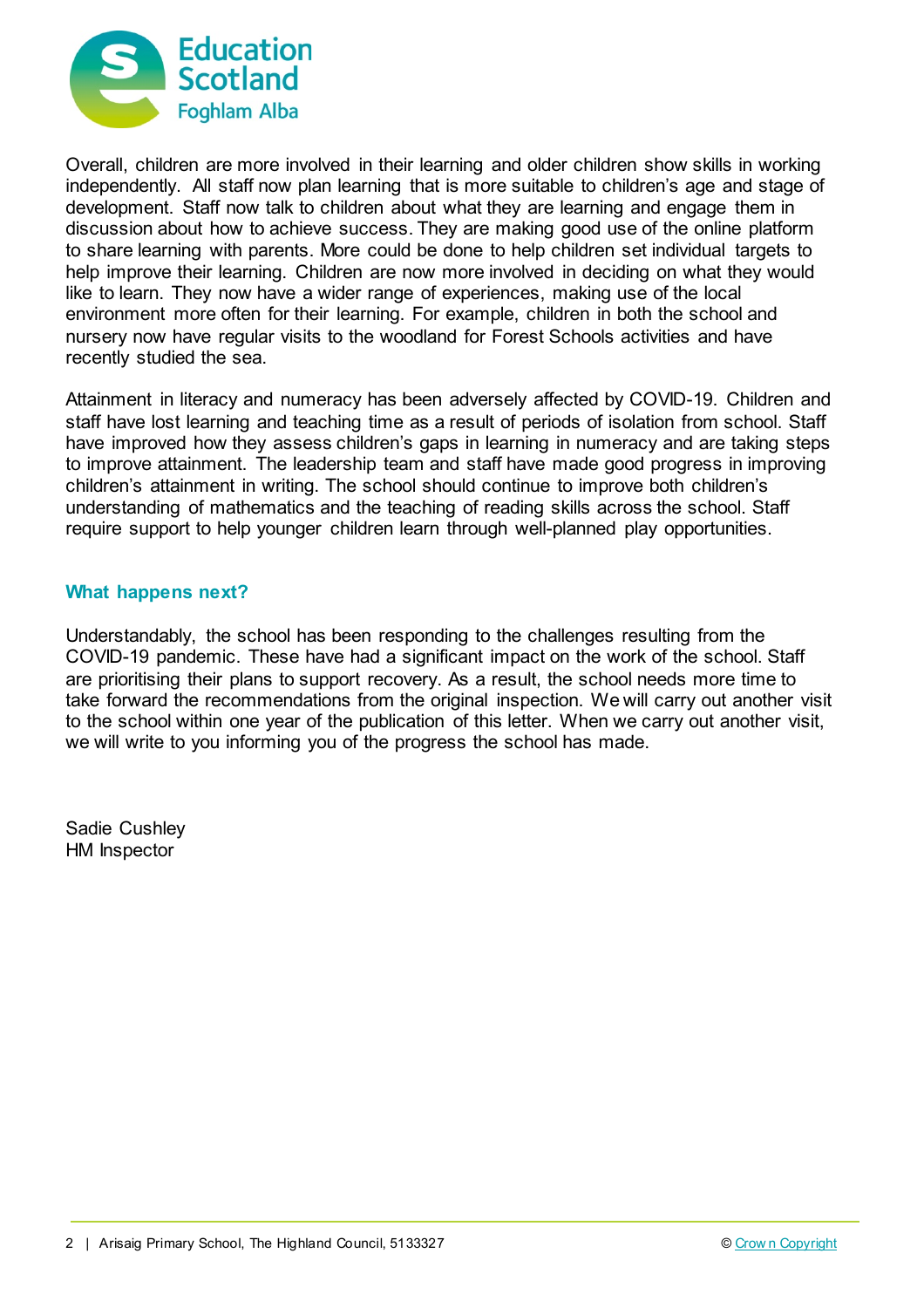Overall, children are more involved in their learning and older children show skills in working independently. All staff now plan learning that is more suitable to children's age and stage of development. Staff now talk to children about what they are learning and engage them in discussion about how to achieve success. They are making good use of the online platform to share learning with parents. More could be done to help children set individual targets to help improve their learning. Children are now more involved in deciding on what they would like to learn. They now have a wider range of experiences, making use of the local environment more often for their learning. For example, children in both the school and nursery now have regular visits to the woodland for Forest Schools activities and have recently studied the sea.

Attainment in literacy and numeracy has been adversely affected by COVID-19. Children and staff have lost learning and teaching time as a result of periods of isolation from school. Staff have improved how they assess children's gaps in learning in numeracy and are taking steps to improve attainment. The leadership team and staff have made good progress in improving children's attainment in writing. The school should continue to improve both children's understanding of mathematics and the teaching of reading skills across the school. Staff require support to help younger children learn through well-planned play opportunities.

### What happens next?

Understandably, the school has been responding to the challenges resulting from the COVID-19 pandemic. These have had a significant impact on the work of the school. Staff are prioritising their plans to support recovery. As a result, the school needs more time to take forward the recommendations from the original inspection. We will carry out another visit to the school within one year of the publication of this letter. When we carry out another visit, we will write to you informing you of the progress the school has made.

Sadie Cushley
HM Inspector